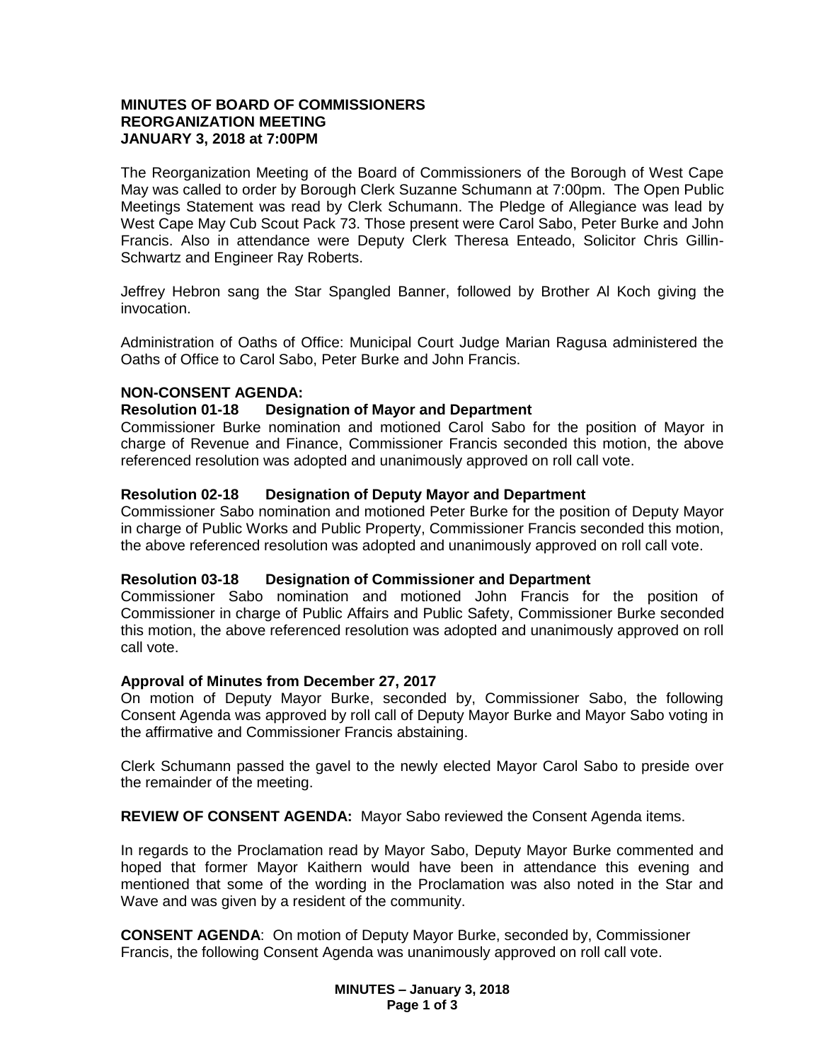**MINUTES OF BOARD OF COMMISSIONERS**
**REORGANIZATION MEETING**
**JANUARY 3, 2018 at 7:00PM**

The Reorganization Meeting of the Board of Commissioners of the Borough of West Cape May was called to order by Borough Clerk Suzanne Schumann at 7:00pm. The Open Public Meetings Statement was read by Clerk Schumann. The Pledge of Allegiance was lead by West Cape May Cub Scout Pack 73. Those present were Carol Sabo, Peter Burke and John Francis. Also in attendance were Deputy Clerk Theresa Enteado, Solicitor Chris Gillin-Schwartz and Engineer Ray Roberts.

Jeffrey Hebron sang the Star Spangled Banner, followed by Brother Al Koch giving the invocation.

Administration of Oaths of Office: Municipal Court Judge Marian Ragusa administered the Oaths of Office to Carol Sabo, Peter Burke and John Francis.

**NON-CONSENT AGENDA:**

**Resolution 01-18 Designation of Mayor and Department**

Commissioner Burke nomination and motioned Carol Sabo for the position of Mayor in charge of Revenue and Finance, Commissioner Francis seconded this motion, the above referenced resolution was adopted and unanimously approved on roll call vote.

**Resolution 02-18 Designation of Deputy Mayor and Department**

Commissioner Sabo nomination and motioned Peter Burke for the position of Deputy Mayor in charge of Public Works and Public Property, Commissioner Francis seconded this motion, the above referenced resolution was adopted and unanimously approved on roll call vote.

**Resolution 03-18 Designation of Commissioner and Department**

Commissioner Sabo nomination and motioned John Francis for the position of Commissioner in charge of Public Affairs and Public Safety, Commissioner Burke seconded this motion, the above referenced resolution was adopted and unanimously approved on roll call vote.

**Approval of Minutes from December 27, 2017**

On motion of Deputy Mayor Burke, seconded by, Commissioner Sabo, the following Consent Agenda was approved by roll call of Deputy Mayor Burke and Mayor Sabo voting in the affirmative and Commissioner Francis abstaining.

Clerk Schumann passed the gavel to the newly elected Mayor Carol Sabo to preside over the remainder of the meeting.

**REVIEW OF CONSENT AGENDA:** Mayor Sabo reviewed the Consent Agenda items.

In regards to the Proclamation read by Mayor Sabo, Deputy Mayor Burke commented and hoped that former Mayor Kaithern would have been in attendance this evening and mentioned that some of the wording in the Proclamation was also noted in the Star and Wave and was given by a resident of the community.

**CONSENT AGENDA**: On motion of Deputy Mayor Burke, seconded by, Commissioner Francis, the following Consent Agenda was unanimously approved on roll call vote.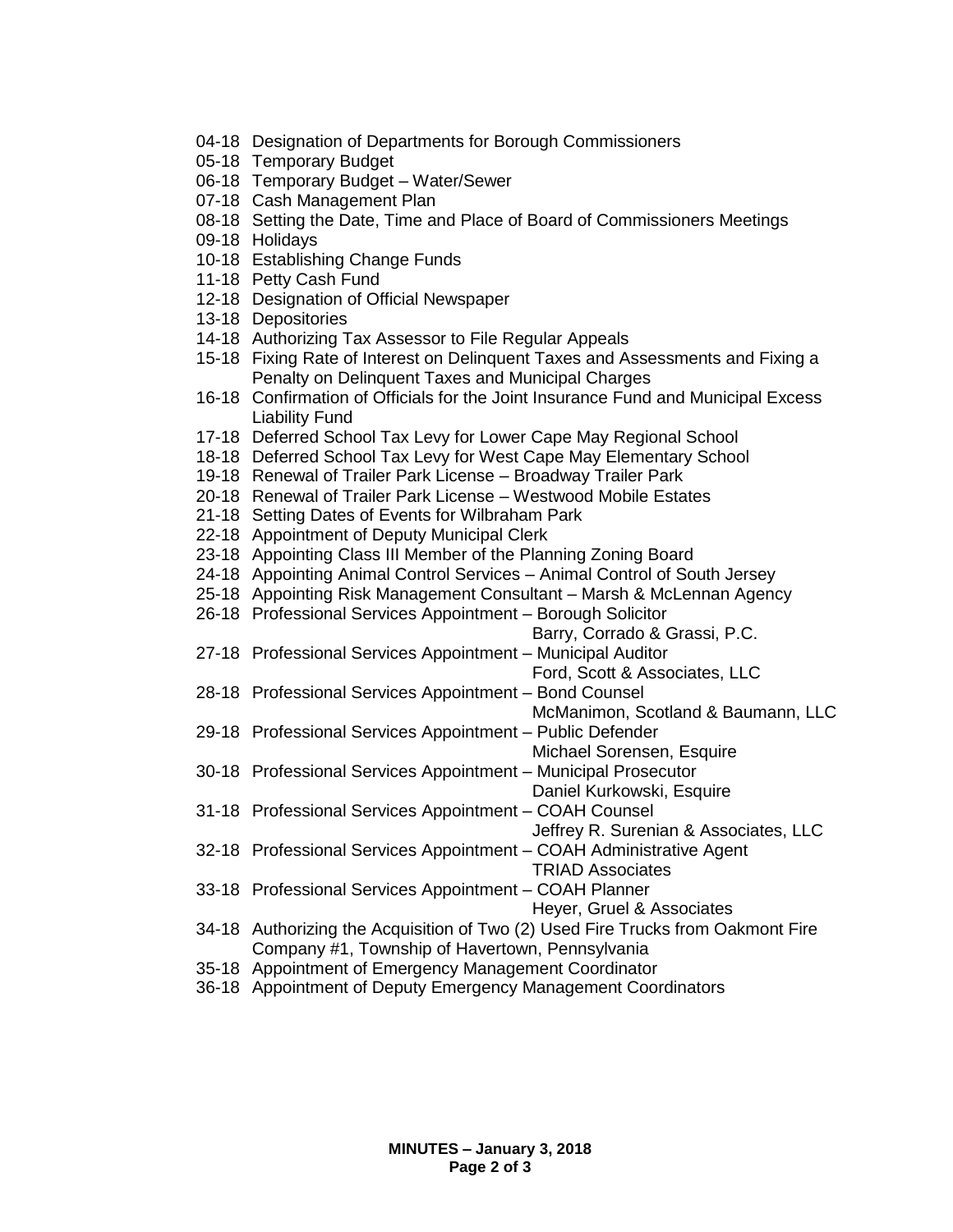04-18 Designation of Departments for Borough Commissioners
05-18 Temporary Budget
06-18 Temporary Budget – Water/Sewer
07-18 Cash Management Plan
08-18 Setting the Date, Time and Place of Board of Commissioners Meetings
09-18 Holidays
10-18 Establishing Change Funds
11-18 Petty Cash Fund
12-18 Designation of Official Newspaper
13-18 Depositories
14-18 Authorizing Tax Assessor to File Regular Appeals
15-18 Fixing Rate of Interest on Delinquent Taxes and Assessments and Fixing a Penalty on Delinquent Taxes and Municipal Charges
16-18 Confirmation of Officials for the Joint Insurance Fund and Municipal Excess Liability Fund
17-18 Deferred School Tax Levy for Lower Cape May Regional School
18-18 Deferred School Tax Levy for West Cape May Elementary School
19-18 Renewal of Trailer Park License – Broadway Trailer Park
20-18 Renewal of Trailer Park License – Westwood Mobile Estates
21-18 Setting Dates of Events for Wilbraham Park
22-18 Appointment of Deputy Municipal Clerk
23-18 Appointing Class III Member of the Planning Zoning Board
24-18 Appointing Animal Control Services – Animal Control of South Jersey
25-18 Appointing Risk Management Consultant – Marsh & McLennan Agency
26-18 Professional Services Appointment – Borough Solicitor
Barry, Corrado & Grassi, P.C.
27-18 Professional Services Appointment – Municipal Auditor
Ford, Scott & Associates, LLC
28-18 Professional Services Appointment – Bond Counsel
McManimon, Scotland & Baumann, LLC
29-18 Professional Services Appointment – Public Defender
Michael Sorensen, Esquire
30-18 Professional Services Appointment – Municipal Prosecutor
Daniel Kurkowski, Esquire
31-18 Professional Services Appointment – COAH Counsel
Jeffrey R. Surenian & Associates, LLC
32-18 Professional Services Appointment – COAH Administrative Agent
TRIAD Associates
33-18 Professional Services Appointment – COAH Planner
Heyer, Gruel & Associates
34-18 Authorizing the Acquisition of Two (2) Used Fire Trucks from Oakmont Fire Company #1, Township of Havertown, Pennsylvania
35-18 Appointment of Emergency Management Coordinator
36-18 Appointment of Deputy Emergency Management Coordinators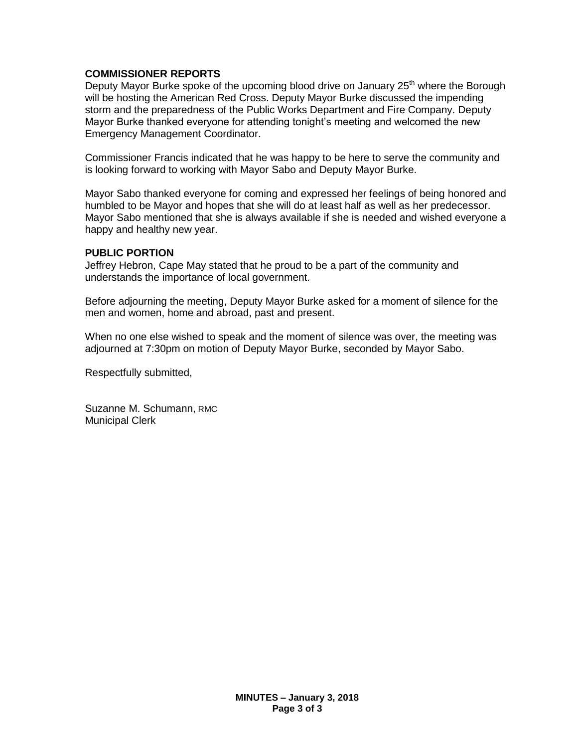**COMMISSIONER REPORTS**

Deputy Mayor Burke spoke of the upcoming blood drive on January 25th where the Borough will be hosting the American Red Cross. Deputy Mayor Burke discussed the impending storm and the preparedness of the Public Works Department and Fire Company. Deputy Mayor Burke thanked everyone for attending tonight's meeting and welcomed the new Emergency Management Coordinator.

Commissioner Francis indicated that he was happy to be here to serve the community and is looking forward to working with Mayor Sabo and Deputy Mayor Burke.

Mayor Sabo thanked everyone for coming and expressed her feelings of being honored and humbled to be Mayor and hopes that she will do at least half as well as her predecessor. Mayor Sabo mentioned that she is always available if she is needed and wished everyone a happy and healthy new year.

**PUBLIC PORTION**

Jeffrey Hebron, Cape May stated that he proud to be a part of the community and understands the importance of local government.

Before adjourning the meeting, Deputy Mayor Burke asked for a moment of silence for the men and women, home and abroad, past and present.

When no one else wished to speak and the moment of silence was over, the meeting was adjourned at 7:30pm on motion of Deputy Mayor Burke, seconded by Mayor Sabo.

Respectfully submitted,

Suzanne M. Schumann, RMC
Municipal Clerk

**MINUTES – January 3, 2018**